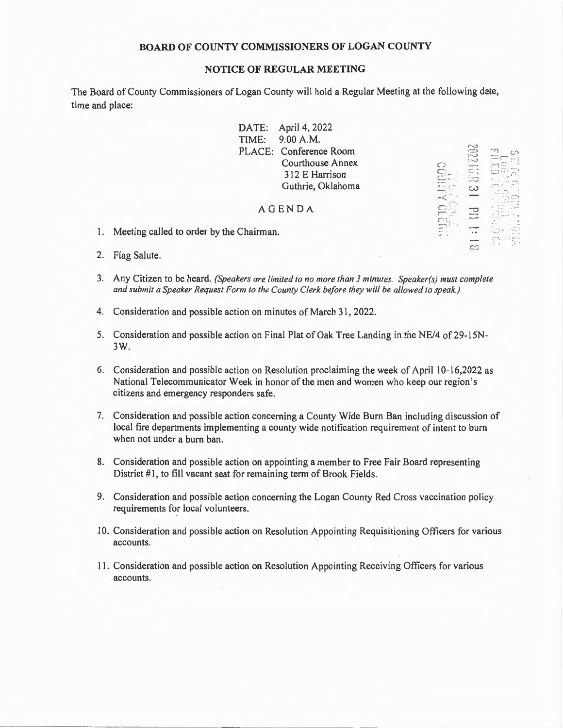## BOARD OF COUNTY COMMISSIONERS OF LOGAN COUNTY

## NOTICE OF REGULAR MEETING

The Board of County Commissioners of Logan County will hold a Regular Meeting at the following date, time and place:

DATE: April 4, 2022
TIME: 9:00 A.M.
PLACE: Conference Room
Courthouse Annex
312 E Harrison
Guthrie, Oklahoma

AGENDA

1. Meeting called to order by the Chairman.
2. Flag Salute.
3. Any Citizen to be heard. *(Speakers are limited to no more than 3 minutes. Speaker(s) must complete and submit a Speaker Request Form to the County Clerk before they will be allowed to speak.)*
4. Consideration and possible action on minutes of March 31, 2022.
5. Consideration and possible action on Final Plat of Oak Tree Landing in the NE/4 of 29-15N-3W.
6. Consideration and possible action on Resolution proclaiming the week of April 10-16,2022 as National Telecommunicator Week in honor of the men and women who keep our region's citizens and emergency responders safe.
7. Consideration and possible action concerning a County Wide Burn Ban including discussion of local fire departments implementing a county wide notification requirement of intent to burn when not under a burn ban.
8. Consideration and possible action on appointing a member to Free Fair Board representing District #1, to fill vacant seat for remaining term of Brook Fields.
9. Consideration and possible action concerning the Logan County Red Cross vaccination policy requirements for local volunteers.
10. Consideration and possible action on Resolution Appointing Requisitioning Officers for various accounts.
11. Consideration and possible action on Resolution Appointing Receiving Officers for various accounts.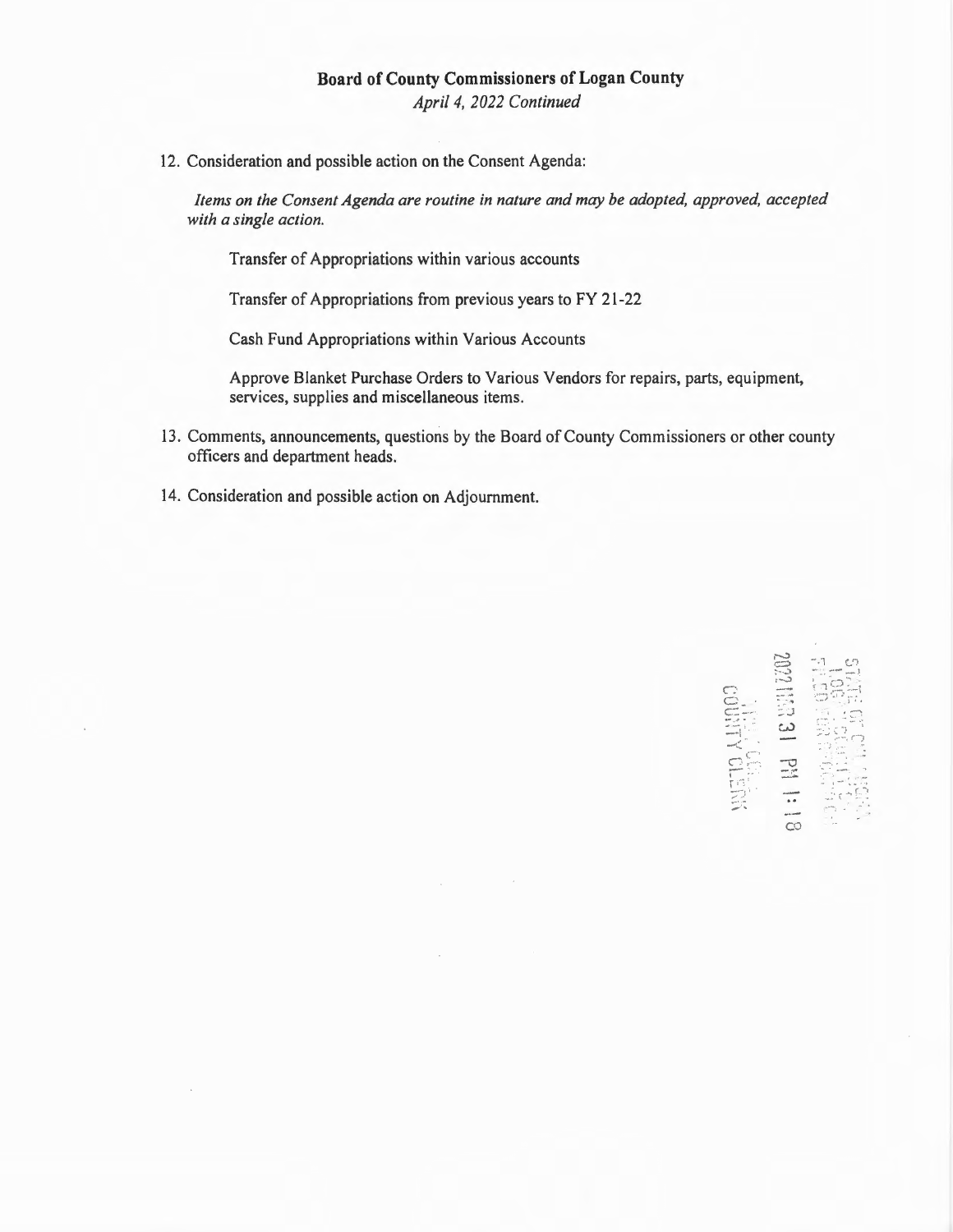**Board of County Commissioners of Logan County**
*April 4, 2022 Continued*

12. Consideration and possible action on the Consent Agenda:

    *Items on the Consent Agenda are routine in nature and may be adopted, approved, accepted with a single action.*

    Transfer of Appropriations within various accounts

    Transfer of Appropriations from previous years to FY 21-22

    Cash Fund Appropriations within Various Accounts

    Approve Blanket Purchase Orders to Various Vendors for repairs, parts, equipment, services, supplies and miscellaneous items.

13. Comments, announcements, questions by the Board of County Commissioners or other county officers and department heads.

14. Consideration and possible action on Adjournment.

2022 MAR 31 PM 1:18

COUNTY CLERK